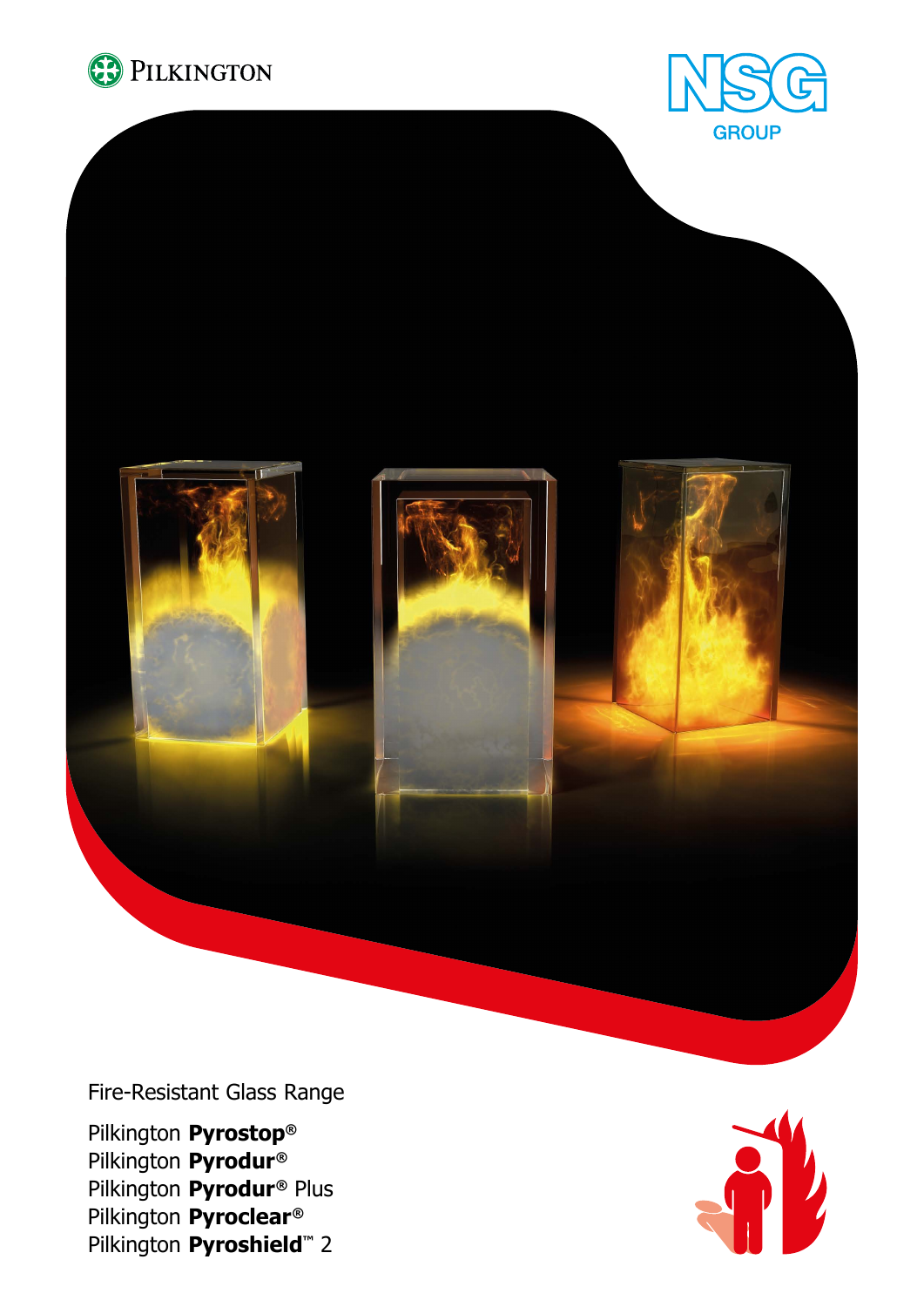Pilkington

NSG GROUP

Fire-Resistant Glass Range

Pilkington **Pyrostop®**
Pilkington **Pyrodur®**
Pilkington **Pyrodur®** Plus
Pilkington **Pyroclear®**
Pilkington **Pyroshield™** 2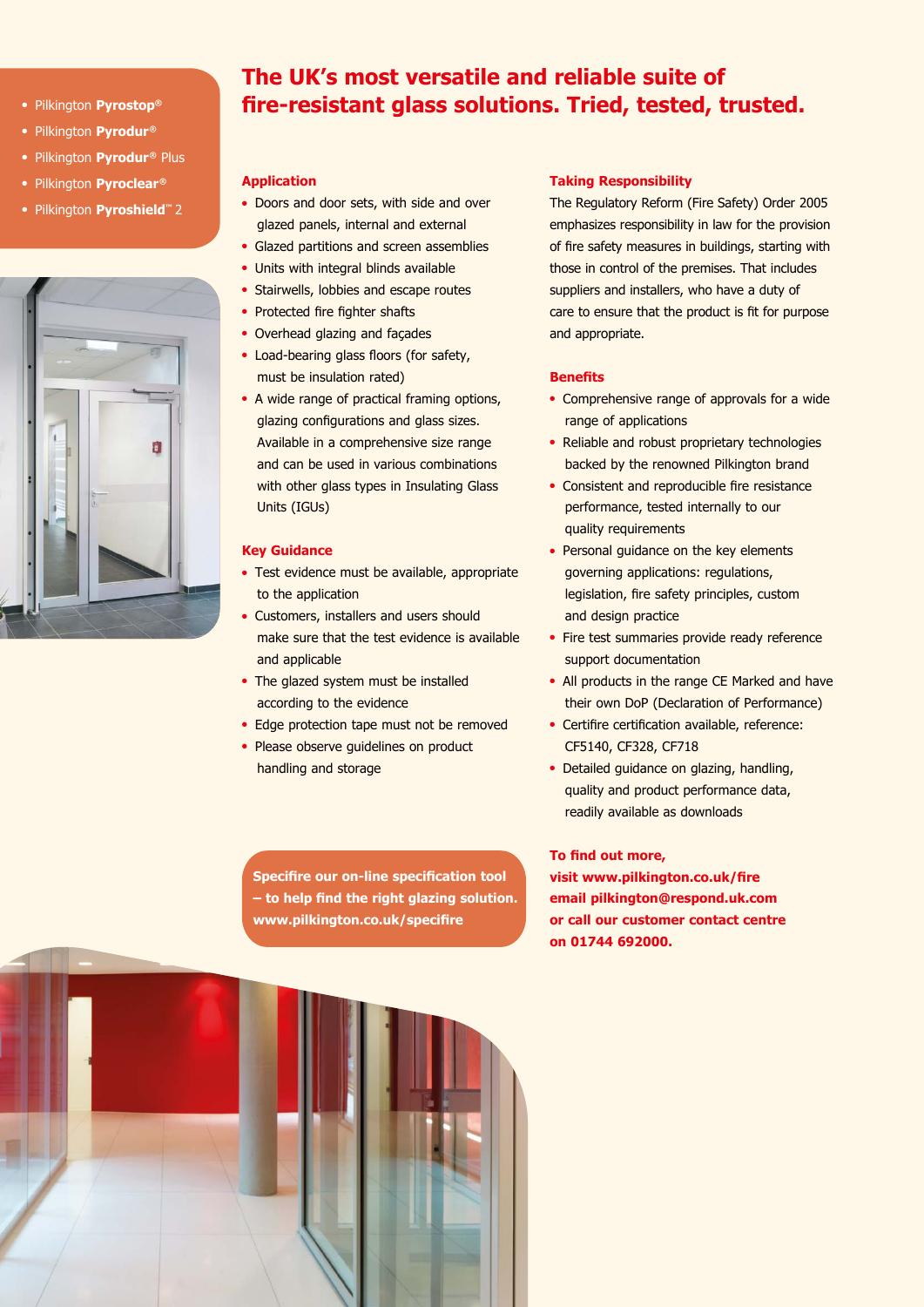- Pilkington **Pyrostop®**
- Pilkington **Pyrodur®**
- Pilkington **Pyrodur®** Plus
- Pilkington **Pyroclear®**
- Pilkington **Pyroshield™** 2

# The UK's most versatile and reliable suite of fire-resistant glass solutions. Tried, tested, trusted.

## Application

- Doors and door sets, with side and over glazed panels, internal and external
- Glazed partitions and screen assemblies
- Units with integral blinds available
- Stairwells, lobbies and escape routes
- Protected fire fighter shafts
- Overhead glazing and façades
- Load-bearing glass floors (for safety, must be insulation rated)
- A wide range of practical framing options, glazing configurations and glass sizes. Available in a comprehensive size range and can be used in various combinations with other glass types in Insulating Glass Units (IGUs)

## Key Guidance

- Test evidence must be available, appropriate to the application
- Customers, installers and users should make sure that the test evidence is available and applicable
- The glazed system must be installed according to the evidence
- Edge protection tape must not be removed
- Please observe guidelines on product handling and storage

**Specifire our on-line specification tool – to help find the right glazing solution. www.pilkington.co.uk/specifire**

## Taking Responsibility

The Regulatory Reform (Fire Safety) Order 2005 emphasizes responsibility in law for the provision of fire safety measures in buildings, starting with those in control of the premises. That includes suppliers and installers, who have a duty of care to ensure that the product is fit for purpose and appropriate.

## Benefits

- Comprehensive range of approvals for a wide range of applications
- Reliable and robust proprietary technologies backed by the renowned Pilkington brand
- Consistent and reproducible fire resistance performance, tested internally to our quality requirements
- Personal guidance on the key elements governing applications: regulations, legislation, fire safety principles, custom and design practice
- Fire test summaries provide ready reference support documentation
- All products in the range CE Marked and have their own DoP (Declaration of Performance)
- Certifire certification available, reference: CF5140, CF328, CF718
- Detailed guidance on glazing, handling, quality and product performance data, readily available as downloads

**To find out more, visit www.pilkington.co.uk/fire email pilkington@respond.uk.com or call our customer contact centre on 01744 692000.**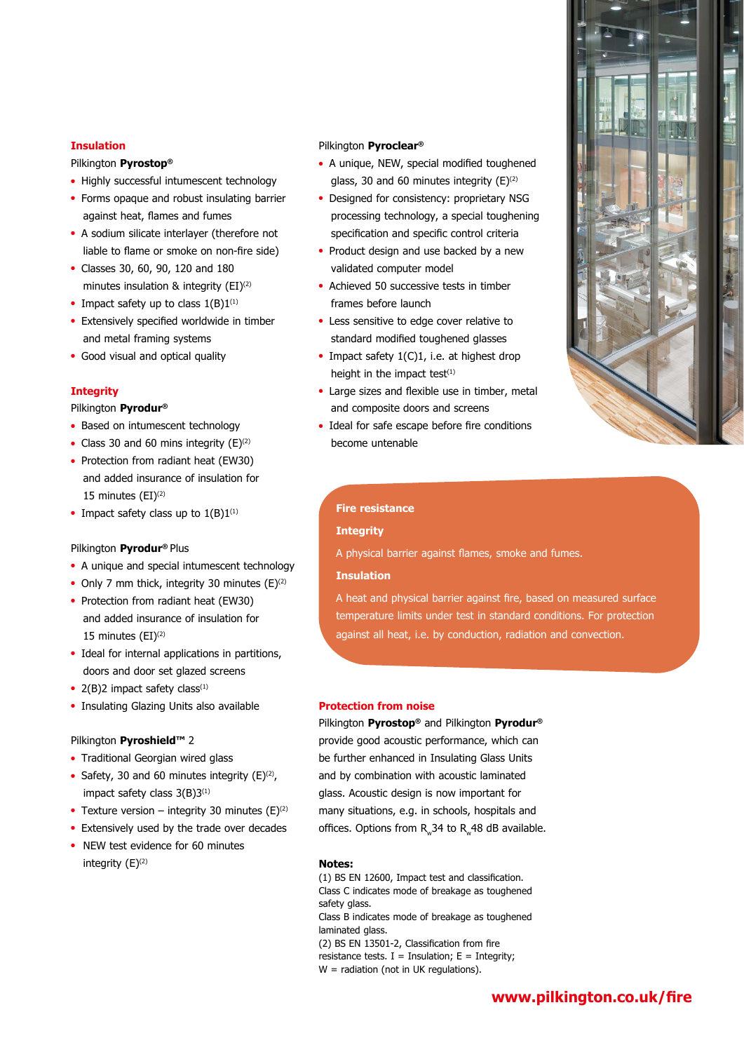## Insulation

Pilkington **Pyrostop®**

- Highly successful intumescent technology
- Forms opaque and robust insulating barrier against heat, flames and fumes
- A sodium silicate interlayer (therefore not liable to flame or smoke on non-fire side)
- Classes 30, 60, 90, 120 and 180 minutes insulation & integrity (EI)[2]
- Impact safety up to class 1(B)1[1]
- Extensively specified worldwide in timber and metal framing systems
- Good visual and optical quality

## Integrity

Pilkington **Pyrodur®**

- Based on intumescent technology
- Class 30 and 60 mins integrity (E)[2]
- Protection from radiant heat (EW30) and added insurance of insulation for 15 minutes (EI)[2]
- Impact safety class up to 1(B)1[1]

Pilkington **Pyrodur®** Plus

- A unique and special intumescent technology
- Only 7 mm thick, integrity 30 minutes (E)[2]
- Protection from radiant heat (EW30) and added insurance of insulation for 15 minutes (EI)[2]
- Ideal for internal applications in partitions, doors and door set glazed screens
- 2(B)2 impact safety class[1]
- Insulating Glazing Units also available

Pilkington **Pyroshield™** 2

- Traditional Georgian wired glass
- Safety, 30 and 60 minutes integrity (E)[2], impact safety class 3(B)3[1]
- Texture version – integrity 30 minutes (E)[2]
- Extensively used by the trade over decades
- NEW test evidence for 60 minutes integrity (E)[2]

Pilkington **Pyroclear®**

- A unique, NEW, special modified toughened glass, 30 and 60 minutes integrity (E)[2]
- Designed for consistency: proprietary NSG processing technology, a special toughening specification and specific control criteria
- Product design and use backed by a new validated computer model
- Achieved 50 successive tests in timber frames before launch
- Less sensitive to edge cover relative to standard modified toughened glasses
- Impact safety 1(C)1, i.e. at highest drop height in the impact test[1]
- Large sizes and flexible use in timber, metal and composite doors and screens
- Ideal for safe escape before fire conditions become untenable

**Fire resistance**

**Integrity**

A physical barrier against flames, smoke and fumes.

**Insulation**

A heat and physical barrier against fire, based on measured surface temperature limits under test in standard conditions. For protection against all heat, i.e. by conduction, radiation and convection.

## Protection from noise

Pilkington **Pyrostop®** and Pilkington **Pyrodur®** provide good acoustic performance, which can be further enhanced in Insulating Glass Units and by combination with acoustic laminated glass. Acoustic design is now important for many situations, e.g. in schools, hospitals and offices. Options from $R_w$34 to $R_w$48 dB available.

**Notes:**

(1) BS EN 12600, Impact test and classification. Class C indicates mode of breakage as toughened safety glass. Class B indicates mode of breakage as toughened laminated glass.
(2) BS EN 13501-2, Classification from fire resistance tests. I = Insulation; E = Integrity; W = radiation (not in UK regulations).

**www.pilkington.co.uk/fire**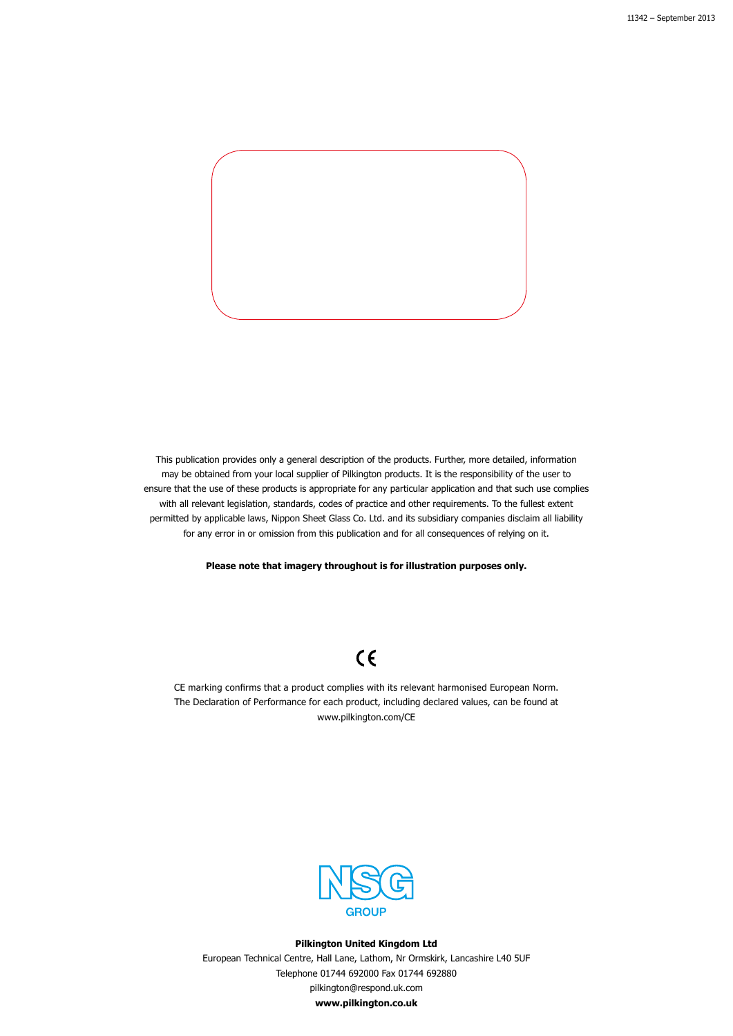11342 – September 2013

This publication provides only a general description of the products. Further, more detailed, information may be obtained from your local supplier of Pilkington products. It is the responsibility of the user to ensure that the use of these products is appropriate for any particular application and that such use complies with all relevant legislation, standards, codes of practice and other requirements. To the fullest extent permitted by applicable laws, Nippon Sheet Glass Co. Ltd. and its subsidiary companies disclaim all liability for any error in or omission from this publication and for all consequences of relying on it.

**Please note that imagery throughout is for illustration purposes only.**

CE

CE marking confirms that a product complies with its relevant harmonised European Norm. The Declaration of Performance for each product, including declared values, can be found at www.pilkington.com/CE

NSG
GROUP

**Pilkington United Kingdom Ltd**
European Technical Centre, Hall Lane, Lathom, Nr Ormskirk, Lancashire L40 5UF
Telephone 01744 692000 Fax 01744 692880
pilkington@respond.uk.com
**www.pilkington.co.uk**